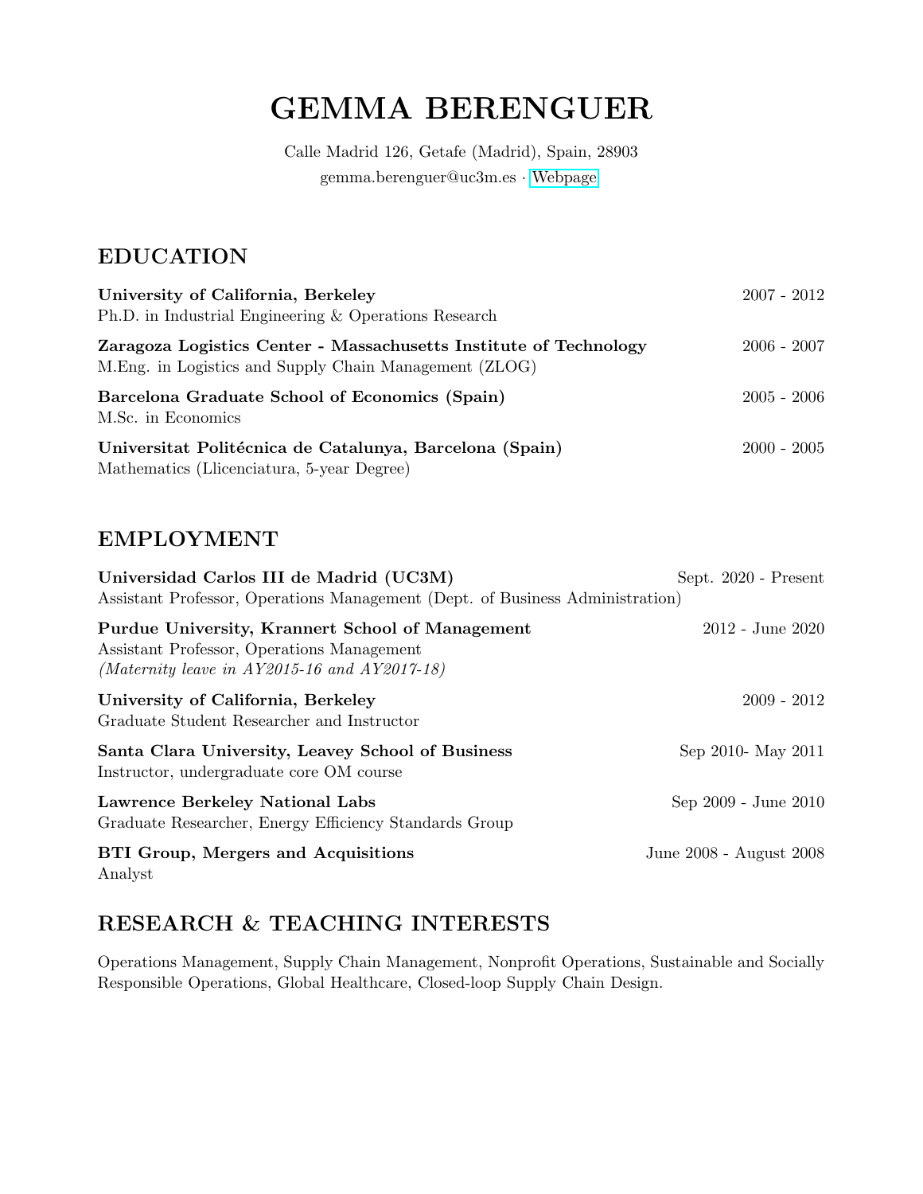# GEMMA BERENGUER

Calle Madrid 126, Getafe (Madrid), Spain, 28903
gemma.berenguer@uc3m.es · Webpage

## EDUCATION

**University of California, Berkeley** 2007 - 2012
Ph.D. in Industrial Engineering & Operations Research

**Zaragoza Logistics Center - Massachusetts Institute of Technology** 2006 - 2007
M.Eng. in Logistics and Supply Chain Management (ZLOG)

**Barcelona Graduate School of Economics (Spain)** 2005 - 2006
M.Sc. in Economics

**Universitat Politécnica de Catalunya, Barcelona (Spain)** 2000 - 2005
Mathematics (Llicenciatura, 5-year Degree)

## EMPLOYMENT

**Universidad Carlos III de Madrid (UC3M)** Sept. 2020 - Present
Assistant Professor, Operations Management (Dept. of Business Administration)

**Purdue University, Krannert School of Management** 2012 - June 2020
Assistant Professor, Operations Management
*(Maternity leave in AY2015-16 and AY2017-18)*

**University of California, Berkeley** 2009 - 2012
Graduate Student Researcher and Instructor

**Santa Clara University, Leavey School of Business** Sep 2010- May 2011
Instructor, undergraduate core OM course

**Lawrence Berkeley National Labs** Sep 2009 - June 2010
Graduate Researcher, Energy Efficiency Standards Group

**BTI Group, Mergers and Acquisitions** June 2008 - August 2008
Analyst

## RESEARCH & TEACHING INTERESTS

Operations Management, Supply Chain Management, Nonprofit Operations, Sustainable and Socially Responsible Operations, Global Healthcare, Closed-loop Supply Chain Design.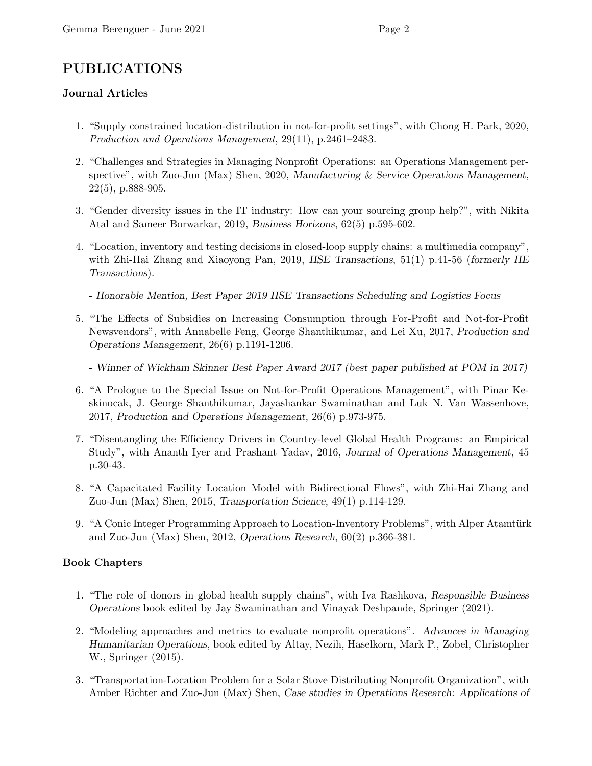# PUBLICATIONS

### Journal Articles

1. "Supply constrained location-distribution in not-for-profit settings", with Chong H. Park, 2020, *Production and Operations Management*, 29(11), p.2461–2483.

2. "Challenges and Strategies in Managing Nonprofit Operations: an Operations Management perspective", with Zuo-Jun (Max) Shen, 2020, *Manufacturing & Service Operations Management*, 22(5), p.888-905.

3. "Gender diversity issues in the IT industry: How can your sourcing group help?", with Nikita Atal and Sameer Borwarkar, 2019, *Business Horizons*, 62(5) p.595-602.

4. "Location, inventory and testing decisions in closed-loop supply chains: a multimedia company", with Zhi-Hai Zhang and Xiaoyong Pan, 2019, *IISE Transactions*, 51(1) p.41-56 (*formerly IIE Transactions*).

   - *Honorable Mention, Best Paper 2019 IISE Transactions Scheduling and Logistics Focus*

5. "The Effects of Subsidies on Increasing Consumption through For-Profit and Not-for-Profit Newsvendors", with Annabelle Feng, George Shanthikumar, and Lei Xu, 2017, *Production and Operations Management*, 26(6) p.1191-1206.

   - *Winner of Wickham Skinner Best Paper Award 2017 (best paper published at POM in 2017)*

6. "A Prologue to the Special Issue on Not-for-Profit Operations Management", with Pinar Keskinocak, J. George Shanthikumar, Jayashankar Swaminathan and Luk N. Van Wassenhove, 2017, *Production and Operations Management*, 26(6) p.973-975.

7. "Disentangling the Efficiency Drivers in Country-level Global Health Programs: an Empirical Study", with Ananth Iyer and Prashant Yadav, 2016, *Journal of Operations Management*, 45 p.30-43.

8. "A Capacitated Facility Location Model with Bidirectional Flows", with Zhi-Hai Zhang and Zuo-Jun (Max) Shen, 2015, *Transportation Science*, 49(1) p.114-129.

9. "A Conic Integer Programming Approach to Location-Inventory Problems", with Alper Atamtürk and Zuo-Jun (Max) Shen, 2012, *Operations Research*, 60(2) p.366-381.

### Book Chapters

1. "The role of donors in global health supply chains", with Iva Rashkova, *Responsible Business Operations* book edited by Jay Swaminathan and Vinayak Deshpande, Springer (2021).

2. "Modeling approaches and metrics to evaluate nonprofit operations". *Advances in Managing Humanitarian Operations*, book edited by Altay, Nezih, Haselkorn, Mark P., Zobel, Christopher W., Springer (2015).

3. "Transportation-Location Problem for a Solar Stove Distributing Nonprofit Organization", with Amber Richter and Zuo-Jun (Max) Shen, *Case studies in Operations Research: Applications of*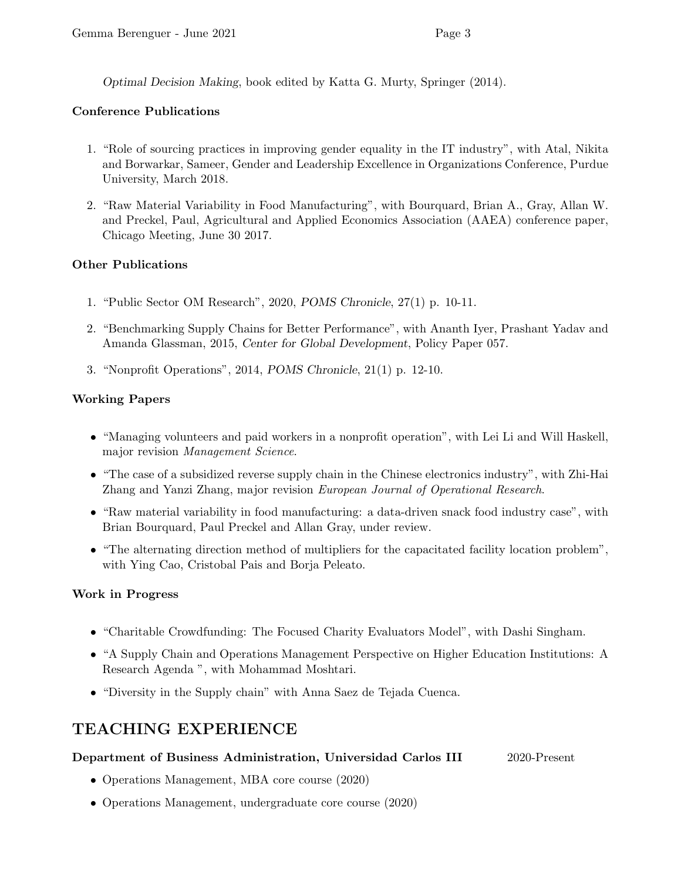*Optimal Decision Making*, book edited by Katta G. Murty, Springer (2014).

**Conference Publications**

1. "Role of sourcing practices in improving gender equality in the IT industry", with Atal, Nikita and Borwarkar, Sameer, Gender and Leadership Excellence in Organizations Conference, Purdue University, March 2018.
2. "Raw Material Variability in Food Manufacturing", with Bourquard, Brian A., Gray, Allan W. and Preckel, Paul, Agricultural and Applied Economics Association (AAEA) conference paper, Chicago Meeting, June 30 2017.

**Other Publications**

1. "Public Sector OM Research", 2020, *POMS Chronicle*, 27(1) p. 10-11.
2. "Benchmarking Supply Chains for Better Performance", with Ananth Iyer, Prashant Yadav and Amanda Glassman, 2015, *Center for Global Development*, Policy Paper 057.
3. "Nonprofit Operations", 2014, *POMS Chronicle*, 21(1) p. 12-10.

**Working Papers**

- "Managing volunteers and paid workers in a nonprofit operation", with Lei Li and Will Haskell, major revision *Management Science*.
- "The case of a subsidized reverse supply chain in the Chinese electronics industry", with Zhi-Hai Zhang and Yanzi Zhang, major revision *European Journal of Operational Research*.
- "Raw material variability in food manufacturing: a data-driven snack food industry case", with Brian Bourquard, Paul Preckel and Allan Gray, under review.
- "The alternating direction method of multipliers for the capacitated facility location problem", with Ying Cao, Cristobal Pais and Borja Peleato.

**Work in Progress**

- "Charitable Crowdfunding: The Focused Charity Evaluators Model", with Dashi Singham.
- "A Supply Chain and Operations Management Perspective on Higher Education Institutions: A Research Agenda ", with Mohammad Moshtari.
- "Diversity in the Supply chain" with Anna Saez de Tejada Cuenca.

# TEACHING EXPERIENCE

**Department of Business Administration, Universidad Carlos III** 2020-Present

- Operations Management, MBA core course (2020)
- Operations Management, undergraduate core course (2020)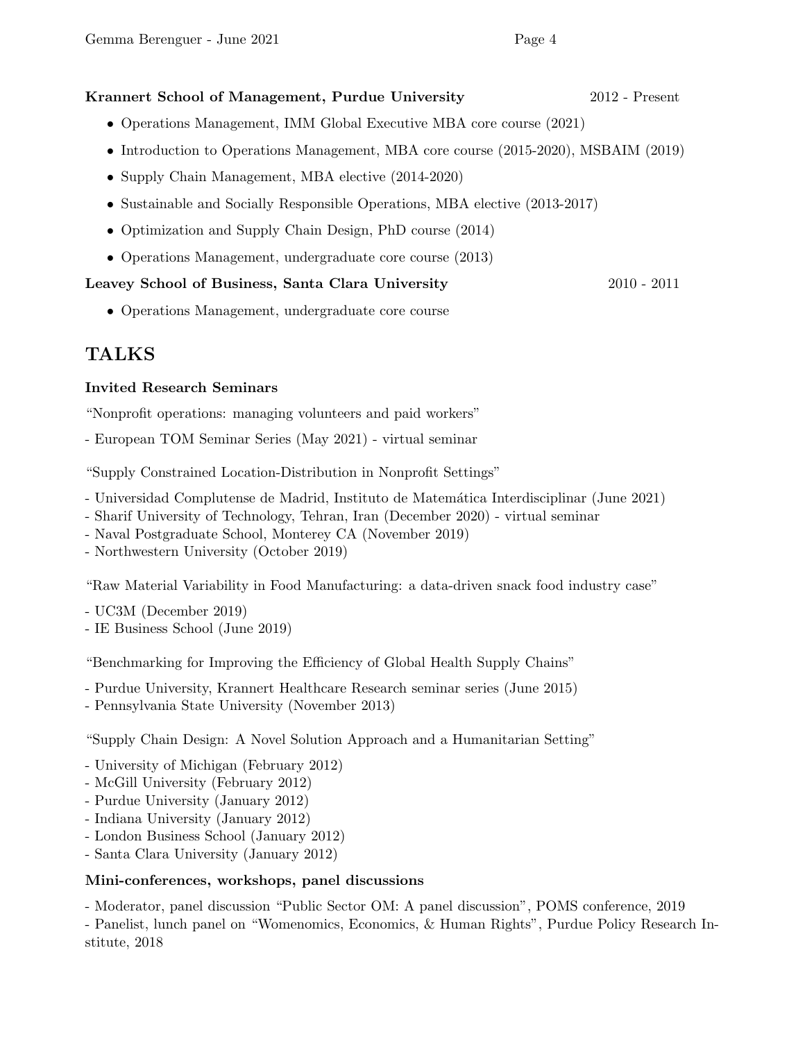**Krannert School of Management, Purdue University** 2012 - Present

- Operations Management, IMM Global Executive MBA core course (2021)
- Introduction to Operations Management, MBA core course (2015-2020), MSBAIM (2019)
- Supply Chain Management, MBA elective (2014-2020)
- Sustainable and Socially Responsible Operations, MBA elective (2013-2017)
- Optimization and Supply Chain Design, PhD course (2014)
- Operations Management, undergraduate core course (2013)

**Leavey School of Business, Santa Clara University** 2010 - 2011

- Operations Management, undergraduate core course

## TALKS

### Invited Research Seminars

"Nonprofit operations: managing volunteers and paid workers"

- European TOM Seminar Series (May 2021) - virtual seminar

"Supply Constrained Location-Distribution in Nonprofit Settings"

- Universidad Complutense de Madrid, Instituto de Matemática Interdisciplinar (June 2021)
- Sharif University of Technology, Tehran, Iran (December 2020) - virtual seminar
- Naval Postgraduate School, Monterey CA (November 2019)
- Northwestern University (October 2019)

"Raw Material Variability in Food Manufacturing: a data-driven snack food industry case"

- UC3M (December 2019)
- IE Business School (June 2019)

"Benchmarking for Improving the Efficiency of Global Health Supply Chains"

- Purdue University, Krannert Healthcare Research seminar series (June 2015)
- Pennsylvania State University (November 2013)

"Supply Chain Design: A Novel Solution Approach and a Humanitarian Setting"

- University of Michigan (February 2012)
- McGill University (February 2012)
- Purdue University (January 2012)
- Indiana University (January 2012)
- London Business School (January 2012)
- Santa Clara University (January 2012)

### Mini-conferences, workshops, panel discussions

- Moderator, panel discussion "Public Sector OM: A panel discussion", POMS conference, 2019
- Panelist, lunch panel on "Womenomics, Economics, & Human Rights", Purdue Policy Research Institute, 2018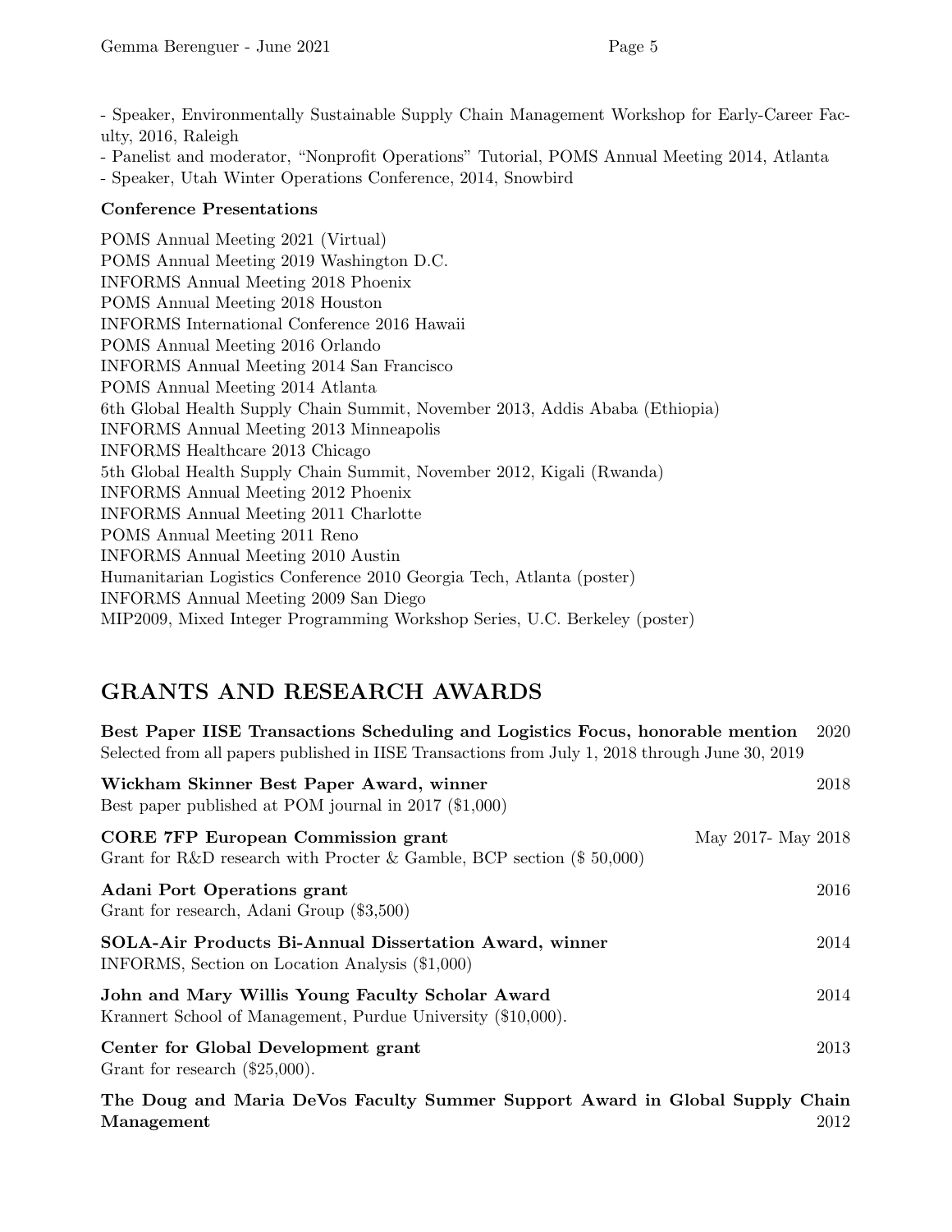- Speaker, Environmentally Sustainable Supply Chain Management Workshop for Early-Career Faculty, 2016, Raleigh
- Panelist and moderator, "Nonprofit Operations" Tutorial, POMS Annual Meeting 2014, Atlanta
- Speaker, Utah Winter Operations Conference, 2014, Snowbird

**Conference Presentations**

POMS Annual Meeting 2021 (Virtual)
POMS Annual Meeting 2019 Washington D.C.
INFORMS Annual Meeting 2018 Phoenix
POMS Annual Meeting 2018 Houston
INFORMS International Conference 2016 Hawaii
POMS Annual Meeting 2016 Orlando
INFORMS Annual Meeting 2014 San Francisco
POMS Annual Meeting 2014 Atlanta
6th Global Health Supply Chain Summit, November 2013, Addis Ababa (Ethiopia)
INFORMS Annual Meeting 2013 Minneapolis
INFORMS Healthcare 2013 Chicago
5th Global Health Supply Chain Summit, November 2012, Kigali (Rwanda)
INFORMS Annual Meeting 2012 Phoenix
INFORMS Annual Meeting 2011 Charlotte
POMS Annual Meeting 2011 Reno
INFORMS Annual Meeting 2010 Austin
Humanitarian Logistics Conference 2010 Georgia Tech, Atlanta (poster)
INFORMS Annual Meeting 2009 San Diego
MIP2009, Mixed Integer Programming Workshop Series, U.C. Berkeley (poster)

## GRANTS AND RESEARCH AWARDS

**Best Paper IISE Transactions Scheduling and Logistics Focus, honorable mention** 2020
Selected from all papers published in IISE Transactions from July 1, 2018 through June 30, 2019

**Wickham Skinner Best Paper Award, winner** 2018
Best paper published at POM journal in 2017 ($1,000)

**CORE 7FP European Commission grant** May 2017- May 2018
Grant for R&D research with Procter & Gamble, BCP section ($ 50,000)

**Adani Port Operations grant** 2016
Grant for research, Adani Group ($3,500)

**SOLA-Air Products Bi-Annual Dissertation Award, winner** 2014
INFORMS, Section on Location Analysis ($1,000)

**John and Mary Willis Young Faculty Scholar Award** 2014
Krannert School of Management, Purdue University ($10,000).

**Center for Global Development grant** 2013
Grant for research ($25,000).

**The Doug and Maria DeVos Faculty Summer Support Award in Global Supply Chain Management** 2012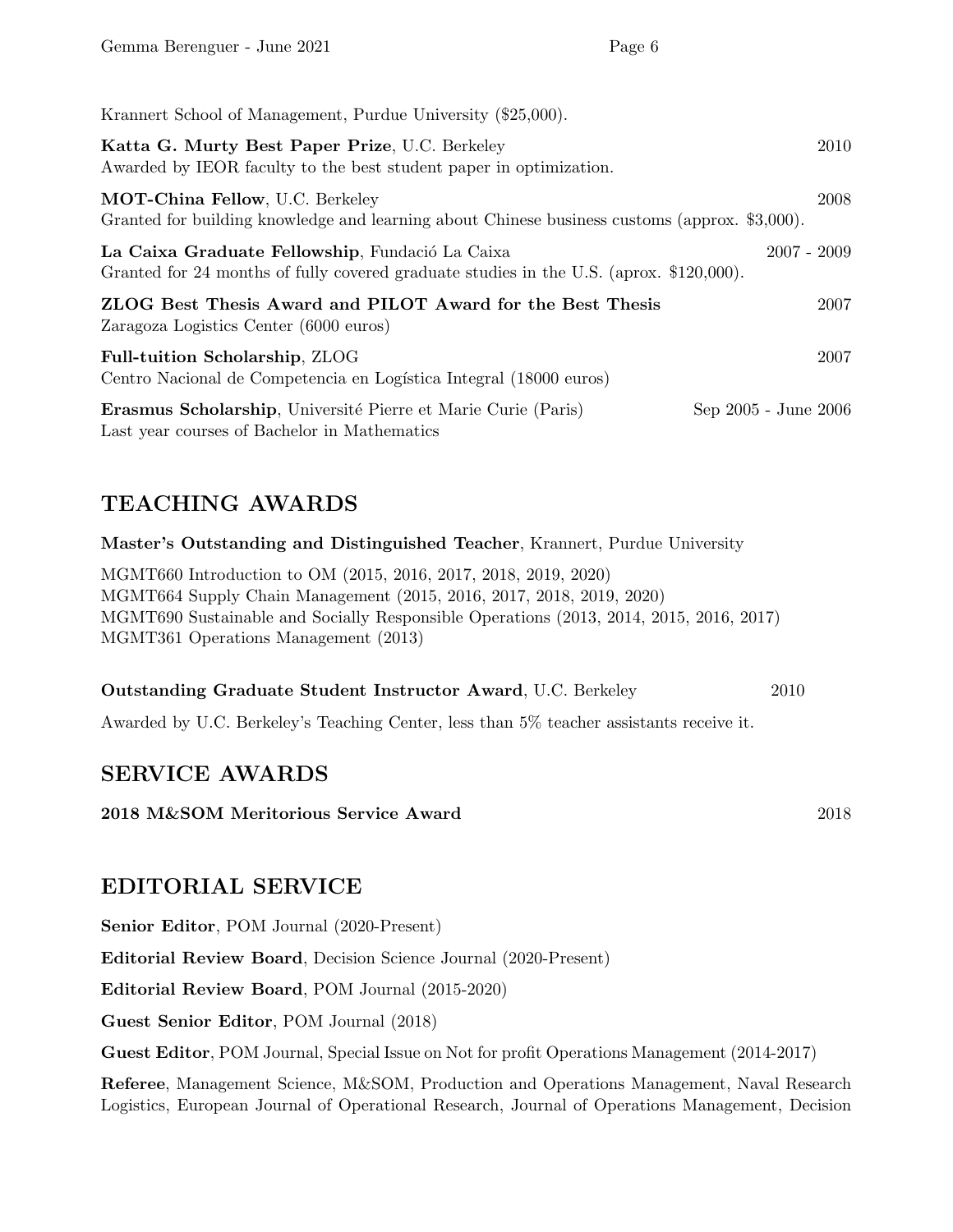Krannert School of Management, Purdue University ($25,000).

**Katta G. Murty Best Paper Prize**, U.C. Berkeley 2010
Awarded by IEOR faculty to the best student paper in optimization.

**MOT-China Fellow**, U.C. Berkeley 2008
Granted for building knowledge and learning about Chinese business customs (approx. $3,000).

**La Caixa Graduate Fellowship**, Fundació La Caixa 2007 - 2009
Granted for 24 months of fully covered graduate studies in the U.S. (aprox. $120,000).

**ZLOG Best Thesis Award and PILOT Award for the Best Thesis** 2007
Zaragoza Logistics Center (6000 euros)

**Full-tuition Scholarship**, ZLOG 2007
Centro Nacional de Competencia en Logística Integral (18000 euros)

**Erasmus Scholarship**, Université Pierre et Marie Curie (Paris) Sep 2005 - June 2006
Last year courses of Bachelor in Mathematics

## TEACHING AWARDS

**Master's Outstanding and Distinguished Teacher**, Krannert, Purdue University

MGMT660 Introduction to OM (2015, 2016, 2017, 2018, 2019, 2020)
MGMT664 Supply Chain Management (2015, 2016, 2017, 2018, 2019, 2020)
MGMT690 Sustainable and Socially Responsible Operations (2013, 2014, 2015, 2016, 2017)
MGMT361 Operations Management (2013)

**Outstanding Graduate Student Instructor Award**, U.C. Berkeley 2010

Awarded by U.C. Berkeley's Teaching Center, less than 5% teacher assistants receive it.

## SERVICE AWARDS

**2018 M&SOM Meritorious Service Award** 2018

## EDITORIAL SERVICE

**Senior Editor**, POM Journal (2020-Present)

**Editorial Review Board**, Decision Science Journal (2020-Present)

**Editorial Review Board**, POM Journal (2015-2020)

**Guest Senior Editor**, POM Journal (2018)

**Guest Editor**, POM Journal, Special Issue on Not for profit Operations Management (2014-2017)

**Referee**, Management Science, M&SOM, Production and Operations Management, Naval Research Logistics, European Journal of Operational Research, Journal of Operations Management, Decision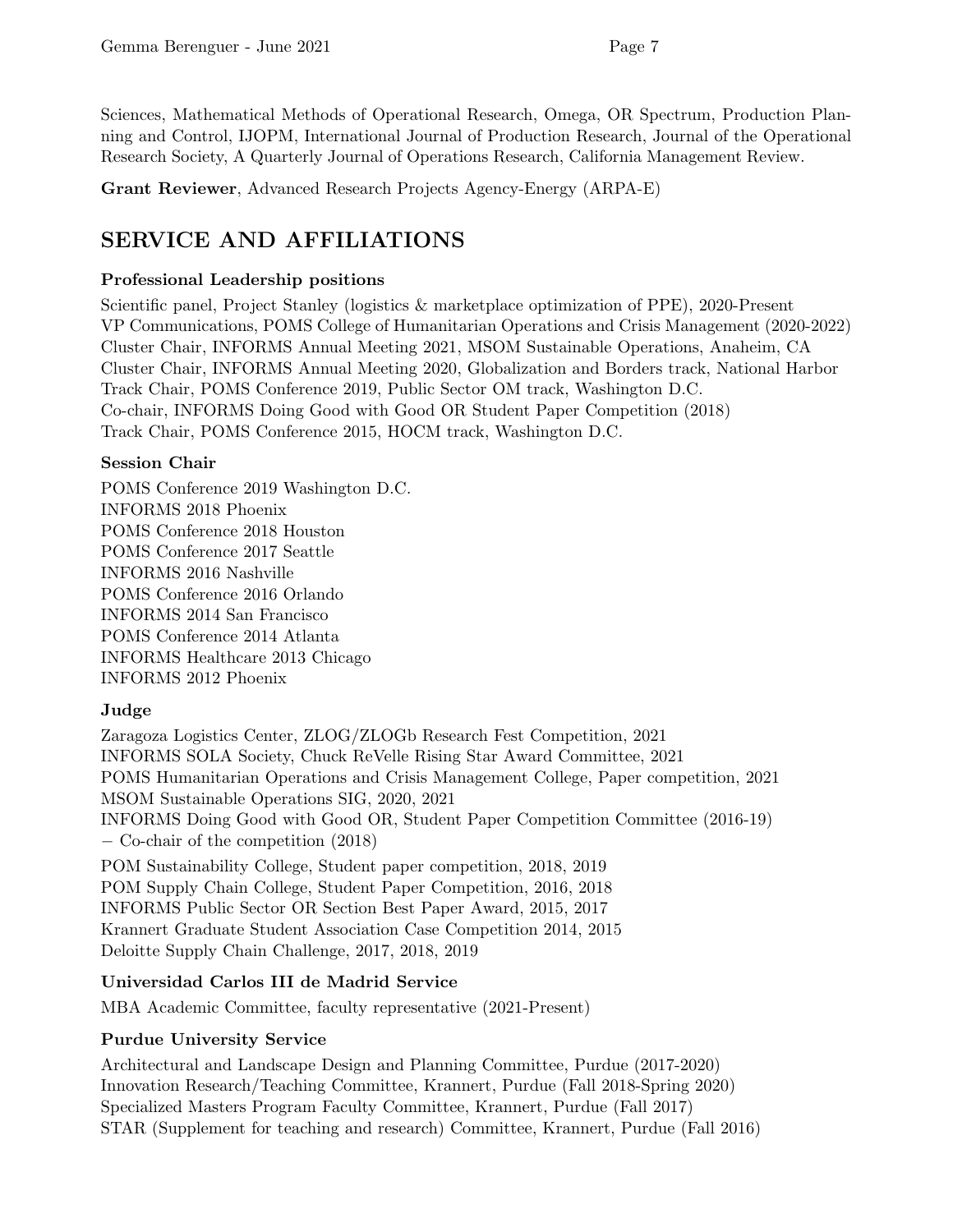Sciences, Mathematical Methods of Operational Research, Omega, OR Spectrum, Production Planning and Control, IJOPM, International Journal of Production Research, Journal of the Operational Research Society, A Quarterly Journal of Operations Research, California Management Review.

**Grant Reviewer**, Advanced Research Projects Agency-Energy (ARPA-E)

## SERVICE AND AFFILIATIONS

### Professional Leadership positions

Scientific panel, Project Stanley (logistics & marketplace optimization of PPE), 2020-Present
VP Communications, POMS College of Humanitarian Operations and Crisis Management (2020-2022)
Cluster Chair, INFORMS Annual Meeting 2021, MSOM Sustainable Operations, Anaheim, CA
Cluster Chair, INFORMS Annual Meeting 2020, Globalization and Borders track, National Harbor
Track Chair, POMS Conference 2019, Public Sector OM track, Washington D.C.
Co-chair, INFORMS Doing Good with Good OR Student Paper Competition (2018)
Track Chair, POMS Conference 2015, HOCM track, Washington D.C.

### Session Chair

POMS Conference 2019 Washington D.C.
INFORMS 2018 Phoenix
POMS Conference 2018 Houston
POMS Conference 2017 Seattle
INFORMS 2016 Nashville
POMS Conference 2016 Orlando
INFORMS 2014 San Francisco
POMS Conference 2014 Atlanta
INFORMS Healthcare 2013 Chicago
INFORMS 2012 Phoenix

### Judge

Zaragoza Logistics Center, ZLOG/ZLOGb Research Fest Competition, 2021
INFORMS SOLA Society, Chuck ReVelle Rising Star Award Committee, 2021
POMS Humanitarian Operations and Crisis Management College, Paper competition, 2021
MSOM Sustainable Operations SIG, 2020, 2021
INFORMS Doing Good with Good OR, Student Paper Competition Committee (2016-19)
− Co-chair of the competition (2018)

POM Sustainability College, Student paper competition, 2018, 2019
POM Supply Chain College, Student Paper Competition, 2016, 2018
INFORMS Public Sector OR Section Best Paper Award, 2015, 2017
Krannert Graduate Student Association Case Competition 2014, 2015
Deloitte Supply Chain Challenge, 2017, 2018, 2019

### Universidad Carlos III de Madrid Service

MBA Academic Committee, faculty representative (2021-Present)

### Purdue University Service

Architectural and Landscape Design and Planning Committee, Purdue (2017-2020)
Innovation Research/Teaching Committee, Krannert, Purdue (Fall 2018-Spring 2020)
Specialized Masters Program Faculty Committee, Krannert, Purdue (Fall 2017)
STAR (Supplement for teaching and research) Committee, Krannert, Purdue (Fall 2016)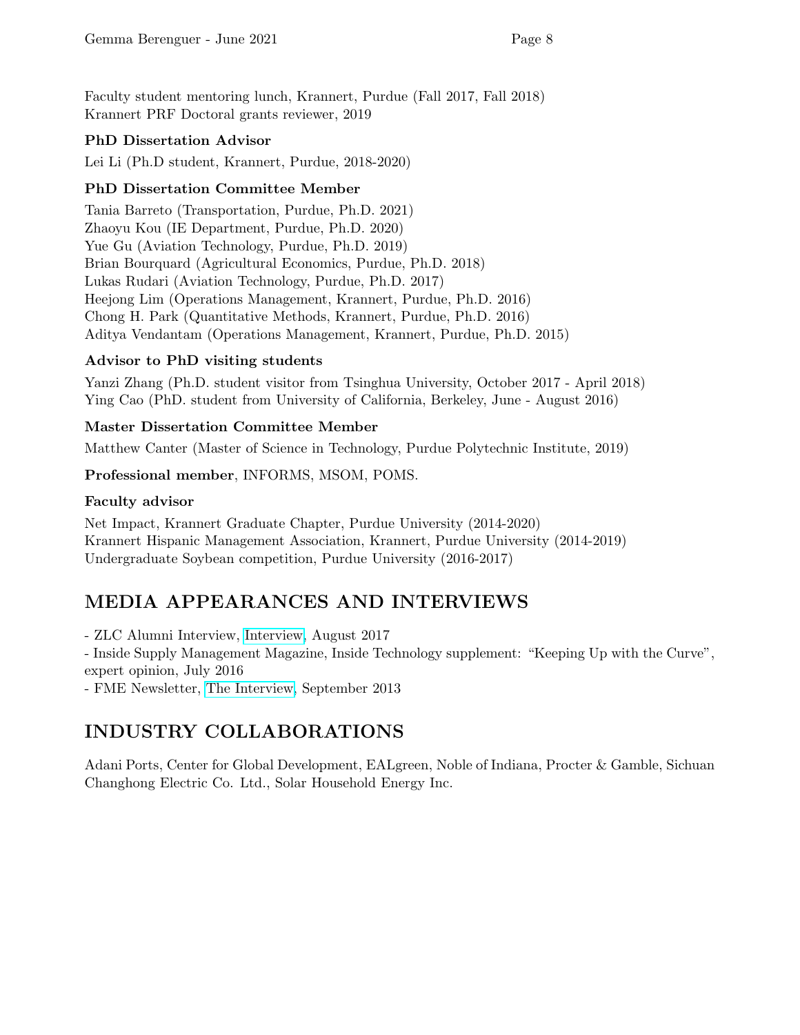Faculty student mentoring lunch, Krannert, Purdue (Fall 2017, Fall 2018)
Krannert PRF Doctoral grants reviewer, 2019

**PhD Dissertation Advisor**

Lei Li (Ph.D student, Krannert, Purdue, 2018-2020)

**PhD Dissertation Committee Member**

Tania Barreto (Transportation, Purdue, Ph.D. 2021)
Zhaoyu Kou (IE Department, Purdue, Ph.D. 2020)
Yue Gu (Aviation Technology, Purdue, Ph.D. 2019)
Brian Bourquard (Agricultural Economics, Purdue, Ph.D. 2018)
Lukas Rudari (Aviation Technology, Purdue, Ph.D. 2017)
Heejong Lim (Operations Management, Krannert, Purdue, Ph.D. 2016)
Chong H. Park (Quantitative Methods, Krannert, Purdue, Ph.D. 2016)
Aditya Vendantam (Operations Management, Krannert, Purdue, Ph.D. 2015)

**Advisor to PhD visiting students**

Yanzi Zhang (Ph.D. student visitor from Tsinghua University, October 2017 - April 2018)
Ying Cao (PhD. student from University of California, Berkeley, June - August 2016)

**Master Dissertation Committee Member**

Matthew Canter (Master of Science in Technology, Purdue Polytechnic Institute, 2019)

**Professional member**, INFORMS, MSOM, POMS.

**Faculty advisor**

Net Impact, Krannert Graduate Chapter, Purdue University (2014-2020)
Krannert Hispanic Management Association, Krannert, Purdue University (2014-2019)
Undergraduate Soybean competition, Purdue University (2016-2017)

# MEDIA APPEARANCES AND INTERVIEWS

- ZLC Alumni Interview, Interview, August 2017
- Inside Supply Management Magazine, Inside Technology supplement: "Keeping Up with the Curve", expert opinion, July 2016
- FME Newsletter, The Interview, September 2013

# INDUSTRY COLLABORATIONS

Adani Ports, Center for Global Development, EALgreen, Noble of Indiana, Procter & Gamble, Sichuan Changhong Electric Co. Ltd., Solar Household Energy Inc.